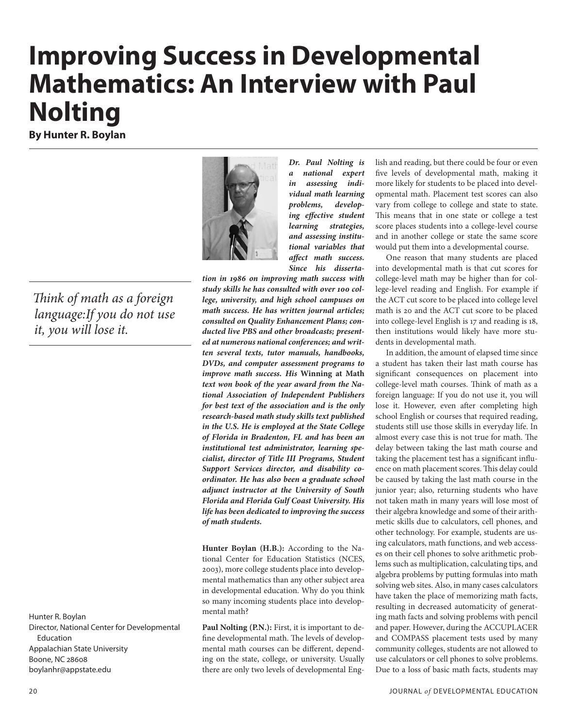# Improving Success in Developmental Mathematics: An Interview with Paul Nolting

**By Hunter R. Boylan**

*Think of math as a foreign language:If you do not use it, you will lose it.*

Hunter R. Boylan
Director, National Center for Developmental Education
Appalachian State University
Boone, NC 28608
boylanhr@appstate.edu

***Dr. Paul Nolting is a national expert in assessing individual math learning problems, developing effective student learning strategies, and assessing institutional variables that affect math success. Since his dissertation in 1986 on improving math success with study skills he has consulted with over 100 college, university, and high school campuses on math success. He has written journal articles; consulted on Quality Enhancement Plans; conducted live PBS and other broadcasts; presented at numerous national conferences; and written several texts, tutor manuals, handbooks, DVDs, and computer assessment programs to improve math success. His*** **Winning at Math** ***text won book of the year award from the National Association of Independent Publishers for best text of the association and is the only research-based math study skills text published in the U.S. He is employed at the State College of Florida in Bradenton, FL and has been an institutional test administrator, learning specialist, director of Title III Programs, Student Support Services director, and disability coordinator. He has also been a graduate school adjunct instructor at the University of South Florida and Florida Gulf Coast University. His life has been dedicated to improving the success of math students.***

**Hunter Boylan (H.B.):** According to the National Center for Education Statistics (NCES, 2003), more college students place into developmental mathematics than any other subject area in developmental education. Why do you think so many incoming students place into developmental math?

**Paul Nolting (P.N.):** First, it is important to define developmental math. The levels of developmental math courses can be different, depending on the state, college, or university. Usually there are only two levels of developmental English and reading, but there could be four or even five levels of developmental math, making it more likely for students to be placed into developmental math. Placement test scores can also vary from college to college and state to state. This means that in one state or college a test score places students into a college-level course and in another college or state the same score would put them into a developmental course.

One reason that many students are placed into developmental math is that cut scores for college-level math may be higher than for college-level reading and English. For example if the ACT cut score to be placed into college level math is 20 and the ACT cut score to be placed into college-level English is 17 and reading is 18, then institutions would likely have more students in developmental math.

In addition, the amount of elapsed time since a student has taken their last math course has significant consequences on placement into college-level math courses. Think of math as a foreign language: If you do not use it, you will lose it. However, even after completing high school English or courses that required reading, students still use those skills in everyday life. In almost every case this is not true for math. The delay between taking the last math course and taking the placement test has a significant influence on math placement scores. This delay could be caused by taking the last math course in the junior year; also, returning students who have not taken math in many years will lose most of their algebra knowledge and some of their arithmetic skills due to calculators, cell phones, and other technology. For example, students are using calculators, math functions, and web accesses on their cell phones to solve arithmetic problems such as multiplication, calculating tips, and algebra problems by putting formulas into math solving web sites. Also, in many cases calculators have taken the place of memorizing math facts, resulting in decreased automaticity of generating math facts and solving problems with pencil and paper. However, during the ACCUPLACER and COMPASS placement tests used by many community colleges, students are not allowed to use calculators or cell phones to solve problems. Due to a loss of basic math facts, students may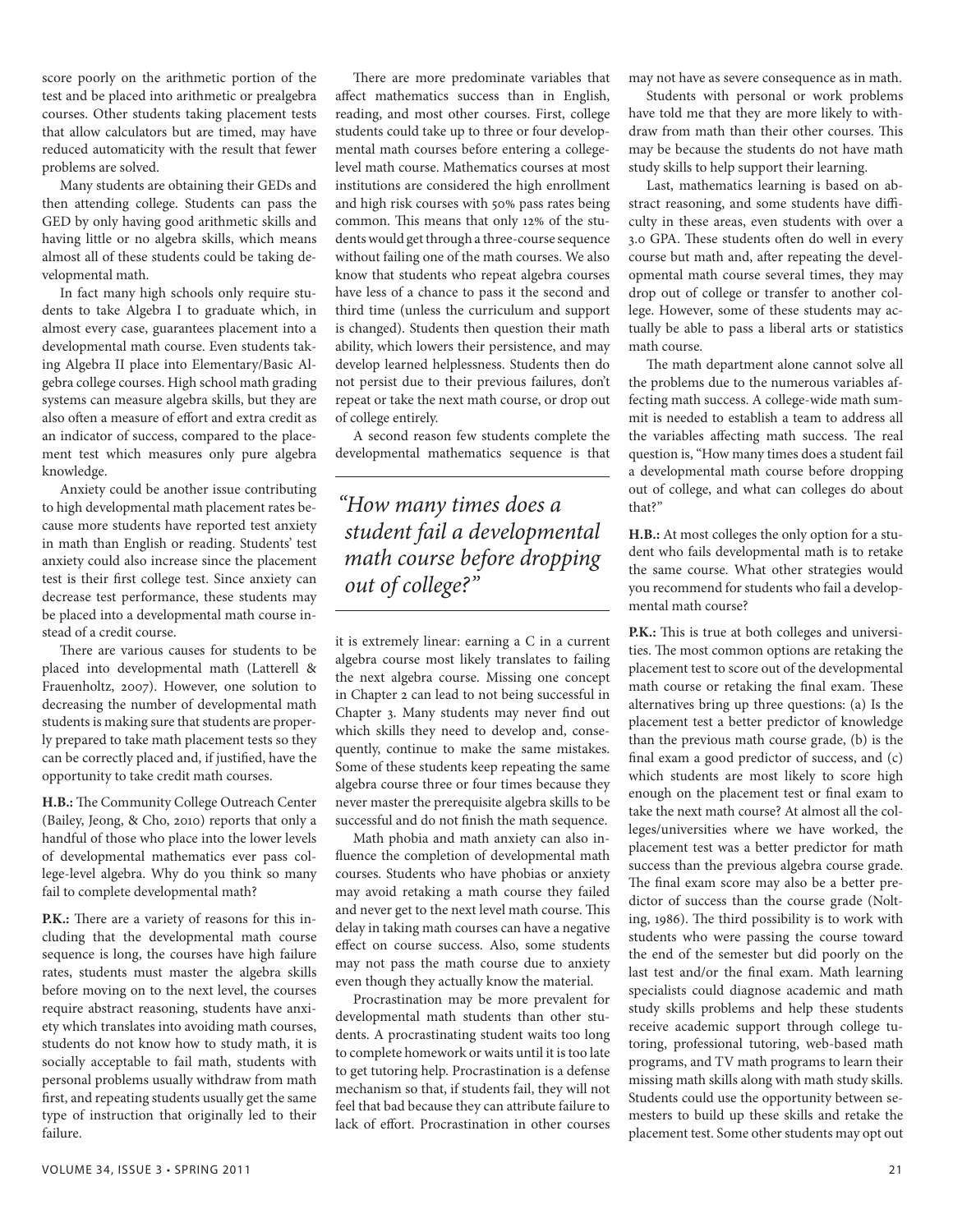score poorly on the arithmetic portion of the test and be placed into arithmetic or prealgebra courses. Other students taking placement tests that allow calculators but are timed, may have reduced automaticity with the result that fewer problems are solved.

Many students are obtaining their GEDs and then attending college. Students can pass the GED by only having good arithmetic skills and having little or no algebra skills, which means almost all of these students could be taking developmental math.

In fact many high schools only require students to take Algebra I to graduate which, in almost every case, guarantees placement into a developmental math course. Even students taking Algebra II place into Elementary/Basic Algebra college courses. High school math grading systems can measure algebra skills, but they are also often a measure of effort and extra credit as an indicator of success, compared to the placement test which measures only pure algebra knowledge.

Anxiety could be another issue contributing to high developmental math placement rates because more students have reported test anxiety in math than English or reading. Students' test anxiety could also increase since the placement test is their first college test. Since anxiety can decrease test performance, these students may be placed into a developmental math course instead of a credit course.

There are various causes for students to be placed into developmental math (Latterell & Frauenholtz, 2007). However, one solution to decreasing the number of developmental math students is making sure that students are properly prepared to take math placement tests so they can be correctly placed and, if justified, have the opportunity to take credit math courses.

**H.B.:** The Community College Outreach Center (Bailey, Jeong, & Cho, 2010) reports that only a handful of those who place into the lower levels of developmental mathematics ever pass college-level algebra. Why do you think so many fail to complete developmental math?

**P.K.:** There are a variety of reasons for this including that the developmental math course sequence is long, the courses have high failure rates, students must master the algebra skills before moving on to the next level, the courses require abstract reasoning, students have anxiety which translates into avoiding math courses, students do not know how to study math, it is socially acceptable to fail math, students with personal problems usually withdraw from math first, and repeating students usually get the same type of instruction that originally led to their failure.

There are more predominate variables that affect mathematics success than in English, reading, and most other courses. First, college students could take up to three or four developmental math courses before entering a college-level math course. Mathematics courses at most institutions are considered the high enrollment and high risk courses with 50% pass rates being common. This means that only 12% of the students would get through a three-course sequence without failing one of the math courses. We also know that students who repeat algebra courses have less of a chance to pass it the second and third time (unless the curriculum and support is changed). Students then question their math ability, which lowers their persistence, and may develop learned helplessness. Students then do not persist due to their previous failures, don't repeat or take the next math course, or drop out of college entirely.

A second reason few students complete the developmental mathematics sequence is that it is extremely linear: earning a C in a current algebra course most likely translates to failing the next algebra course. Missing one concept in Chapter 2 can lead to not being successful in Chapter 3. Many students may never find out which skills they need to develop and, consequently, continue to make the same mistakes. Some of these students keep repeating the same algebra course three or four times because they never master the prerequisite algebra skills to be successful and do not finish the math sequence.

> *"How many times does a student fail a developmental math course before dropping out of college?"*

Math phobia and math anxiety can also influence the completion of developmental math courses. Students who have phobias or anxiety may avoid retaking a math course they failed and never get to the next level math course. This delay in taking math courses can have a negative effect on course success. Also, some students may not pass the math course due to anxiety even though they actually know the material.

Procrastination may be more prevalent for developmental math students than other students. A procrastinating student waits too long to complete homework or waits until it is too late to get tutoring help. Procrastination is a defense mechanism so that, if students fail, they will not feel that bad because they can attribute failure to lack of effort. Procrastination in other courses may not have as severe consequence as in math.

Students with personal or work problems have told me that they are more likely to withdraw from math than their other courses. This may be because the students do not have math study skills to help support their learning.

Last, mathematics learning is based on abstract reasoning, and some students have difficulty in these areas, even students with over a 3.0 GPA. These students often do well in every course but math and, after repeating the developmental math course several times, they may drop out of college or transfer to another college. However, some of these students may actually be able to pass a liberal arts or statistics math course.

The math department alone cannot solve all the problems due to the numerous variables affecting math success. A college-wide math summit is needed to establish a team to address all the variables affecting math success. The real question is, "How many times does a student fail a developmental math course before dropping out of college, and what can colleges do about that?"

**H.B.:** At most colleges the only option for a student who fails developmental math is to retake the same course. What other strategies would you recommend for students who fail a developmental math course?

**P.K.:** This is true at both colleges and universities. The most common options are retaking the placement test to score out of the developmental math course or retaking the final exam. These alternatives bring up three questions: (a) Is the placement test a better predictor of knowledge than the previous math course grade, (b) is the final exam a good predictor of success, and (c) which students are most likely to score high enough on the placement test or final exam to take the next math course? At almost all the colleges/universities where we have worked, the placement test was a better predictor for math success than the previous algebra course grade. The final exam score may also be a better predictor of success than the course grade (Nolting, 1986). The third possibility is to work with students who were passing the course toward the end of the semester but did poorly on the last test and/or the final exam. Math learning specialists could diagnose academic and math study skills problems and help these students receive academic support through college tutoring, professional tutoring, web-based math programs, and TV math programs to learn their missing math skills along with math study skills. Students could use the opportunity between semesters to build up these skills and retake the placement test. Some other students may opt out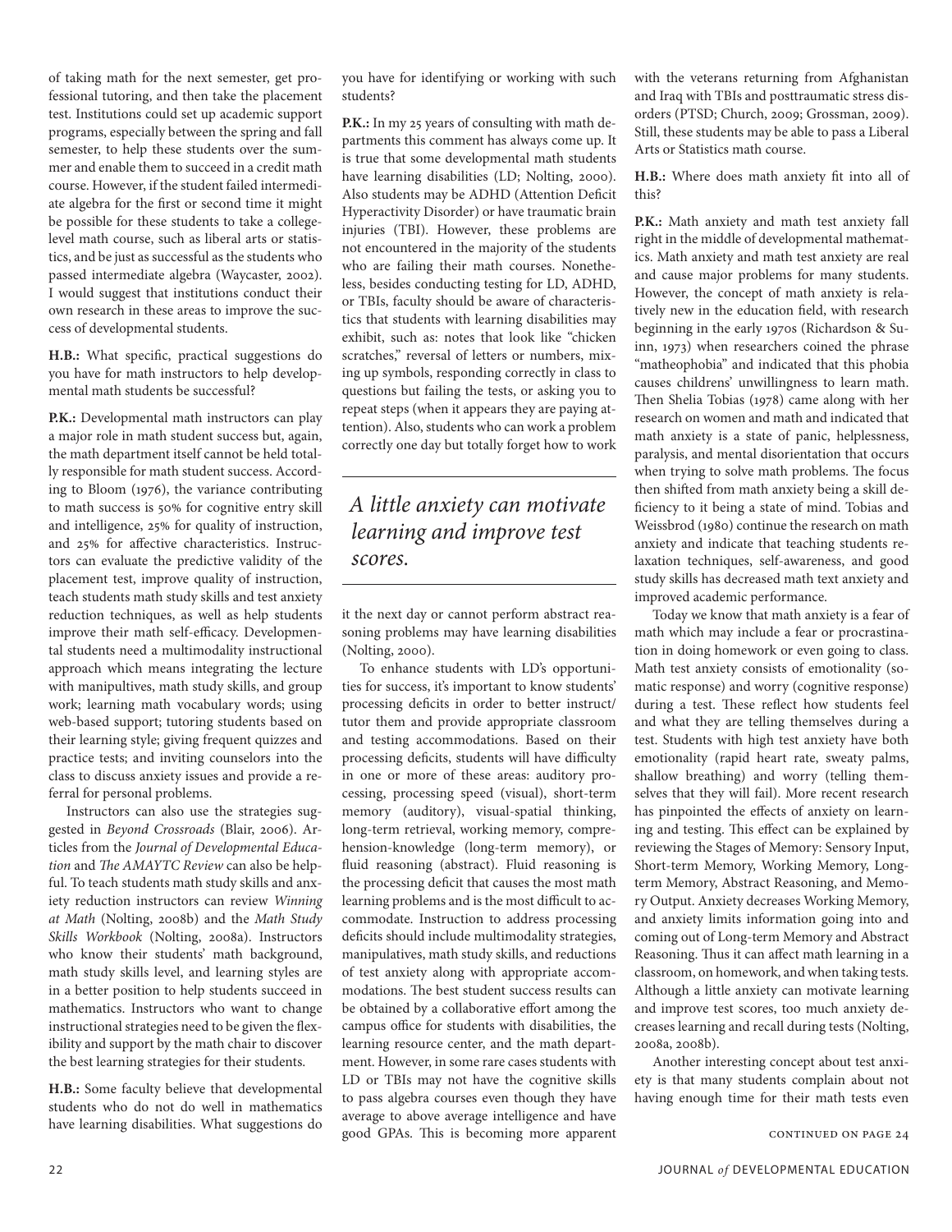of taking math for the next semester, get professional tutoring, and then take the placement test. Institutions could set up academic support programs, especially between the spring and fall semester, to help these students over the summer and enable them to succeed in a credit math course. However, if the student failed intermediate algebra for the first or second time it might be possible for these students to take a college-level math course, such as liberal arts or statistics, and be just as successful as the students who passed intermediate algebra (Waycaster, 2002). I would suggest that institutions conduct their own research in these areas to improve the success of developmental students.

**H.B.:** What specific, practical suggestions do you have for math instructors to help developmental math students be successful?

**P.K.:** Developmental math instructors can play a major role in math student success but, again, the math department itself cannot be held totally responsible for math student success. According to Bloom (1976), the variance contributing to math success is 50% for cognitive entry skill and intelligence, 25% for quality of instruction, and 25% for affective characteristics. Instructors can evaluate the predictive validity of the placement test, improve quality of instruction, teach students math study skills and test anxiety reduction techniques, as well as help students improve their math self-efficacy. Developmental students need a multimodality instructional approach which means integrating the lecture with manipultives, math study skills, and group work; learning math vocabulary words; using web-based support; tutoring students based on their learning style; giving frequent quizzes and practice tests; and inviting counselors into the class to discuss anxiety issues and provide a referral for personal problems.

Instructors can also use the strategies suggested in *Beyond Crossroads* (Blair, 2006). Articles from the *Journal of Developmental Education* and *The AMAYTC Review* can also be helpful. To teach students math study skills and anxiety reduction instructors can review *Winning at Math* (Nolting, 2008b) and the *Math Study Skills Workbook* (Nolting, 2008a). Instructors who know their students' math background, math study skills level, and learning styles are in a better position to help students succeed in mathematics. Instructors who want to change instructional strategies need to be given the flexibility and support by the math chair to discover the best learning strategies for their students.

**H.B.:** Some faculty believe that developmental students who do not do well in mathematics have learning disabilities. What suggestions do you have for identifying or working with such students?

**P.K.:** In my 25 years of consulting with math departments this comment has always come up. It is true that some developmental math students have learning disabilities (LD; Nolting, 2000). Also students may be ADHD (Attention Deficit Hyperactivity Disorder) or have traumatic brain injuries (TBI). However, these problems are not encountered in the majority of the students who are failing their math courses. Nonetheless, besides conducting testing for LD, ADHD, or TBIs, faculty should be aware of characteristics that students with learning disabilities may exhibit, such as: notes that look like "chicken scratches," reversal of letters or numbers, mixing up symbols, responding correctly in class to questions but failing the tests, or asking you to repeat steps (when it appears they are paying attention). Also, students who can work a problem correctly one day but totally forget how to work it the next day or cannot perform abstract reasoning problems may have learning disabilities (Nolting, 2000).

*A little anxiety can motivate learning and improve test scores.*

To enhance students with LD's opportunities for success, it's important to know students' processing deficits in order to better instruct/tutor them and provide appropriate classroom and testing accommodations. Based on their processing deficits, students will have difficulty in one or more of these areas: auditory processing, processing speed (visual), short-term memory (auditory), visual-spatial thinking, long-term retrieval, working memory, comprehension-knowledge (long-term memory), or fluid reasoning (abstract). Fluid reasoning is the processing deficit that causes the most math learning problems and is the most difficult to accommodate. Instruction to address processing deficits should include multimodality strategies, manipulatives, math study skills, and reductions of test anxiety along with appropriate accommodations. The best student success results can be obtained by a collaborative effort among the campus office for students with disabilities, the learning resource center, and the math department. However, in some rare cases students with LD or TBIs may not have the cognitive skills to pass algebra courses even though they have average to above average intelligence and have good GPAs. This is becoming more apparent with the veterans returning from Afghanistan and Iraq with TBIs and posttraumatic stress disorders (PTSD; Church, 2009; Grossman, 2009). Still, these students may be able to pass a Liberal Arts or Statistics math course.

**H.B.:** Where does math anxiety fit into all of this?

**P.K.:** Math anxiety and math test anxiety fall right in the middle of developmental mathematics. Math anxiety and math test anxiety are real and cause major problems for many students. However, the concept of math anxiety is relatively new in the education field, with research beginning in the early 1970s (Richardson & Suinn, 1973) when researchers coined the phrase "matheophobia" and indicated that this phobia causes childrens' unwillingness to learn math. Then Shelia Tobias (1978) came along with her research on women and math and indicated that math anxiety is a state of panic, helplessness, paralysis, and mental disorientation that occurs when trying to solve math problems. The focus then shifted from math anxiety being a skill deficiency to it being a state of mind. Tobias and Weissbrod (1980) continue the research on math anxiety and indicate that teaching students relaxation techniques, self-awareness, and good study skills has decreased math text anxiety and improved academic performance.

Today we know that math anxiety is a fear of math which may include a fear or procrastination in doing homework or even going to class. Math test anxiety consists of emotionality (somatic response) and worry (cognitive response) during a test. These reflect how students feel and what they are telling themselves during a test. Students with high test anxiety have both emotionality (rapid heart rate, sweaty palms, shallow breathing) and worry (telling themselves that they will fail). More recent research has pinpointed the effects of anxiety on learning and testing. This effect can be explained by reviewing the Stages of Memory: Sensory Input, Short-term Memory, Working Memory, Long-term Memory, Abstract Reasoning, and Memory Output. Anxiety decreases Working Memory, and anxiety limits information going into and coming out of Long-term Memory and Abstract Reasoning. Thus it can affect math learning in a classroom, on homework, and when taking tests. Although a little anxiety can motivate learning and improve test scores, too much anxiety decreases learning and recall during tests (Nolting, 2008a, 2008b).

Another interesting concept about test anxiety is that many students complain about not having enough time for their math tests even

CONTINUED ON PAGE 24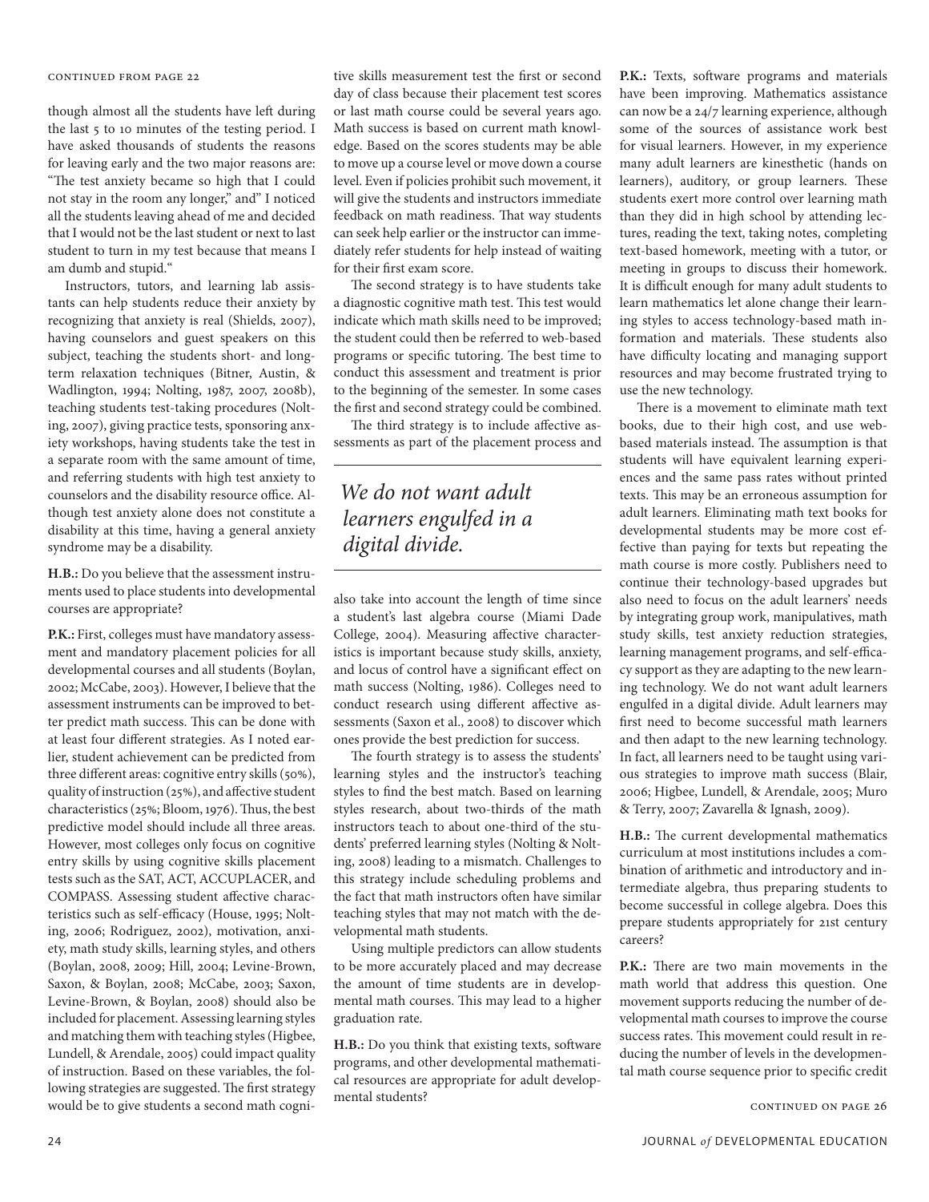though almost all the students have left during the last 5 to 10 minutes of the testing period. I have asked thousands of students the reasons for leaving early and the two major reasons are: "The test anxiety became so high that I could not stay in the room any longer," and" I noticed all the students leaving ahead of me and decided that I would not be the last student or next to last student to turn in my test because that means I am dumb and stupid."

Instructors, tutors, and learning lab assistants can help students reduce their anxiety by recognizing that anxiety is real (Shields, 2007), having counselors and guest speakers on this subject, teaching the students short- and long-term relaxation techniques (Bitner, Austin, & Wadlington, 1994; Nolting, 1987, 2007, 2008b), teaching students test-taking procedures (Nolting, 2007), giving practice tests, sponsoring anxiety workshops, having students take the test in a separate room with the same amount of time, and referring students with high test anxiety to counselors and the disability resource office. Although test anxiety alone does not constitute a disability at this time, having a general anxiety syndrome may be a disability.

**H.B.:** Do you believe that the assessment instruments used to place students into developmental courses are appropriate?

**P.K.:** First, colleges must have mandatory assessment and mandatory placement policies for all developmental courses and all students (Boylan, 2002; McCabe, 2003). However, I believe that the assessment instruments can be improved to better predict math success. This can be done with at least four different strategies. As I noted earlier, student achievement can be predicted from three different areas: cognitive entry skills (50%), quality of instruction (25%), and affective student characteristics (25%; Bloom, 1976). Thus, the best predictive model should include all three areas. However, most colleges only focus on cognitive entry skills by using cognitive skills placement tests such as the SAT, ACT, ACCUPLACER, and COMPASS. Assessing student affective characteristics such as self-efficacy (House, 1995; Nolting, 2006; Rodriguez, 2002), motivation, anxiety, math study skills, learning styles, and others (Boylan, 2008, 2009; Hill, 2004; Levine-Brown, Saxon, & Boylan, 2008; McCabe, 2003; Saxon, Levine-Brown, & Boylan, 2008) should also be included for placement. Assessing learning styles and matching them with teaching styles (Higbee, Lundell, & Arendale, 2005) could impact quality of instruction. Based on these variables, the following strategies are suggested. The first strategy would be to give students a second math cognitive skills measurement test the first or second day of class because their placement test scores or last math course could be several years ago. Math success is based on current math knowledge. Based on the scores students may be able to move up a course level or move down a course level. Even if policies prohibit such movement, it will give the students and instructors immediate feedback on math readiness. That way students can seek help earlier or the instructor can immediately refer students for help instead of waiting for their first exam score.

The second strategy is to have students take a diagnostic cognitive math test. This test would indicate which math skills need to be improved; the student could then be referred to web-based programs or specific tutoring. The best time to conduct this assessment and treatment is prior to the beginning of the semester. In some cases the first and second strategy could be combined.

The third strategy is to include affective assessments as part of the placement process and also take into account the length of time since a student's last algebra course (Miami Dade College, 2004). Measuring affective characteristics is important because study skills, anxiety, and locus of control have a significant effect on math success (Nolting, 1986). Colleges need to conduct research using different affective assessments (Saxon et al., 2008) to discover which ones provide the best prediction for success.

The fourth strategy is to assess the students' learning styles and the instructor's teaching styles to find the best match. Based on learning styles research, about two-thirds of the math instructors teach to about one-third of the students' preferred learning styles (Nolting & Nolting, 2008) leading to a mismatch. Challenges to this strategy include scheduling problems and the fact that math instructors often have similar teaching styles that may not match with the developmental math students.

Using multiple predictors can allow students to be more accurately placed and may decrease the amount of time students are in developmental math courses. This may lead to a higher graduation rate.

**H.B.:** Do you think that existing texts, software programs, and other developmental mathematical resources are appropriate for adult developmental students?

**P.K.:** Texts, software programs and materials have been improving. Mathematics assistance can now be a 24/7 learning experience, although some of the sources of assistance work best for visual learners. However, in my experience many adult learners are kinesthetic (hands on learners), auditory, or group learners. These students exert more control over learning math than they did in high school by attending lectures, reading the text, taking notes, completing text-based homework, meeting with a tutor, or meeting in groups to discuss their homework. It is difficult enough for many adult students to learn mathematics let alone change their learning styles to access technology-based math information and materials. These students also have difficulty locating and managing support resources and may become frustrated trying to use the new technology.

There is a movement to eliminate math text books, due to their high cost, and use web-based materials instead. The assumption is that students will have equivalent learning experiences and the same pass rates without printed texts. This may be an erroneous assumption for adult learners. Eliminating math text books for developmental students may be more cost effective than paying for texts but repeating the math course is more costly. Publishers need to continue their technology-based upgrades but also need to focus on the adult learners' needs by integrating group work, manipulatives, math study skills, test anxiety reduction strategies, learning management programs, and self-efficacy support as they are adapting to the new learning technology. We do not want adult learners engulfed in a digital divide. Adult learners may first need to become successful math learners and then adapt to the new learning technology. In fact, all learners need to be taught using various strategies to improve math success (Blair, 2006; Higbee, Lundell, & Arendale, 2005; Muro & Terry, 2007; Zavarella & Ignash, 2009).

> *We do not want adult learners engulfed in a digital divide.*

**H.B.:** The current developmental mathematics curriculum at most institutions includes a combination of arithmetic and introductory and intermediate algebra, thus preparing students to become successful in college algebra. Does this prepare students appropriately for 21st century careers?

**P.K.:** There are two main movements in the math world that address this question. One movement supports reducing the number of developmental math courses to improve the course success rates. This movement could result in reducing the number of levels in the developmental math course sequence prior to specific credit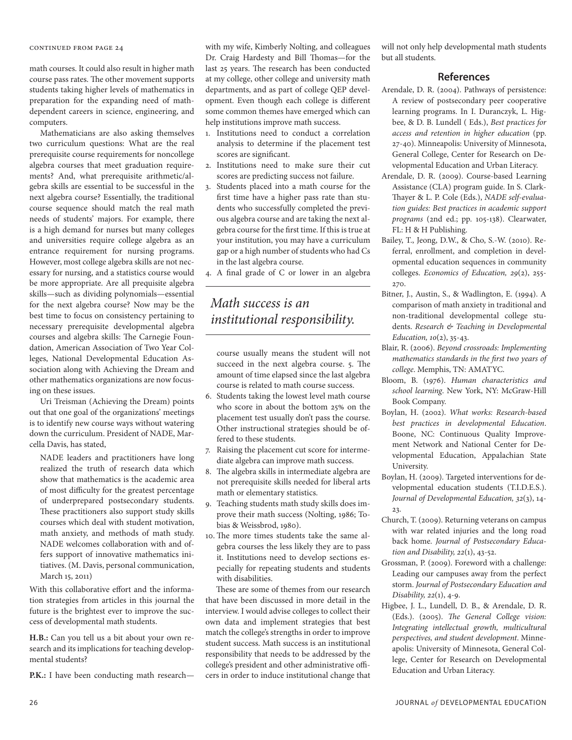continued from page 24

math courses. It could also result in higher math course pass rates. The other movement supports students taking higher levels of mathematics in preparation for the expanding need of math-dependent careers in science, engineering, and computers.

Mathematicians are also asking themselves two curriculum questions: What are the real prerequisite course requirements for noncollege algebra courses that meet graduation requirements? And, what prerequisite arithmetic/algebra skills are essential to be successful in the next algebra course? Essentially, the traditional course sequence should match the real math needs of students' majors. For example, there is a high demand for nurses but many colleges and universities require college algebra as an entrance requirement for nursing programs. However, most college algebra skills are not necessary for nursing, and a statistics course would be more appropriate. Are all prequisite algebra skills—such as dividing polynomials—essential for the next algebra course? Now may be the best time to focus on consistency pertaining to necessary prerequisite developmental algebra courses and algebra skills: The Carnegie Foundation, American Association of Two Year Colleges, National Developmental Education Association along with Achieving the Dream and other mathematics organizations are now focusing on these issues.

Uri Treisman (Achieving the Dream) points out that one goal of the organizations' meetings is to identify new course ways without watering down the curriculum. President of NADE, Marcella Davis, has stated,

> NADE leaders and practitioners have long realized the truth of research data which show that mathematics is the academic area of most difficulty for the greatest percentage of underprepared postsecondary students. These practitioners also support study skills courses which deal with student motivation, math anxiety, and methods of math study. NADE welcomes collaboration with and offers support of innovative mathematics initiatives. (M. Davis, personal communication, March 15, 2011)

With this collaborative effort and the information strategies from articles in this journal the future is the brightest ever to improve the success of developmental math students.

**H.B.:** Can you tell us a bit about your own research and its implications for teaching developmental students?

**P.K.:** I have been conducting math research—with my wife, Kimberly Nolting, and colleagues Dr. Craig Hardesty and Bill Thomas—for the last 25 years. The research has been conducted at my college, other college and university math departments, and as part of college QEP development. Even though each college is different some common themes have emerged which can help institutions improve math success.

1. Institutions need to conduct a correlation analysis to determine if the placement test scores are significant.
2. Institutions need to make sure their cut scores are predicting success not failure.
3. Students placed into a math course for the first time have a higher pass rate than students who successfully completed the previous algebra course and are taking the next algebra course for the first time. If this is true at your institution, you may have a curriculum gap or a high number of students who had Cs in the last algebra course.
4. A final grade of C or lower in an algebra course usually means the student will not succeed in the next algebra course.
5. The amount of time elapsed since the last algebra course is related to math course success.
6. Students taking the lowest level math course who score in about the bottom 25% on the placement test usually don't pass the course. Other instructional strategies should be offered to these students.
7. Raising the placement cut score for intermediate algebra can improve math success.
8. The algebra skills in intermediate algebra are not prerequisite skills needed for liberal arts math or elementary statistics.
9. Teaching students math study skills does improve their math success (Nolting, 1986; Tobias & Weissbrod, 1980).
10. The more times students take the same algebra courses the less likely they are to pass it. Institutions need to develop sections especially for repeating students and students with disabilities.

*Math success is an institutional responsibility.*

These are some of themes from our research that have been discussed in more detail in the interview. I would advise colleges to collect their own data and implement strategies that best match the college's strengths in order to improve student success. Math success is an institutional responsibility that needs to be addressed by the college's president and other administrative officers in order to induce institutional change that will not only help developmental math students but all students.

## References

Arendale, D. R. (2004). Pathways of persistence: A review of postsecondary peer cooperative learning programs. In I. Duranczyk, L. Higbee, & D. B. Lundell ( Eds.), *Best practices for access and retention in higher education* (pp. 27-40). Minneapolis: University of Minnesota, General College, Center for Research on Developmental Education and Urban Literacy.

Arendale, D. R. (2009). Course-based Learning Assistance (CLA) program guide. In S. Clark-Thayer & L. P. Cole (Eds.), *NADE self-evaluation guides: Best practices in academic support programs* (2nd ed.; pp. 105-138). Clearwater, FL: H & H Publishing.

Bailey, T., Jeong, D.W., & Cho, S.-W. (2010). Referral, enrollment, and completion in developmental education sequences in community colleges. *Economics of Education, 29*(2), 255-270.

Bitner, J., Austin, S., & Wadlington, E. (1994). A comparison of math anxiety in traditional and non-traditional developmental college students. *Research & Teaching in Developmental Education, 10*(2), 35-43.

Blair, R. (2006). *Beyond crossroads: Implementing mathematics standards in the first two years of college*. Memphis, TN: AMATYC.

Bloom, B. (1976). *Human characteristics and school learning*. New York, NY: McGraw-Hill Book Company.

Boylan, H. (2002). *What works: Research-based best practices in developmental Education*. Boone, NC: Continuous Quality Improvement Network and National Center for Developmental Education, Appalachian State University.

Boylan, H. (2009). Targeted interventions for developmental education students (T.I.D.E.S.). *Journal of Developmental Education, 32*(3), 14-23.

Church, T. (2009). Returning veterans on campus with war related injuries and the long road back home. *Journal of Postsecondary Education and Disability, 22*(1), 43-52.

Grossman, P. (2009). Foreword with a challenge: Leading our campuses away from the perfect storm. *Journal of Postsecondary Education and Disability, 22*(1), 4-9.

Higbee, J. L., Lundell, D. B., & Arendale, D. R. (Eds.). (2005). *The General College vision: Integrating intellectual growth, multicultural perspectives, and student development*. Minneapolis: University of Minnesota, General College, Center for Research on Developmental Education and Urban Literacy.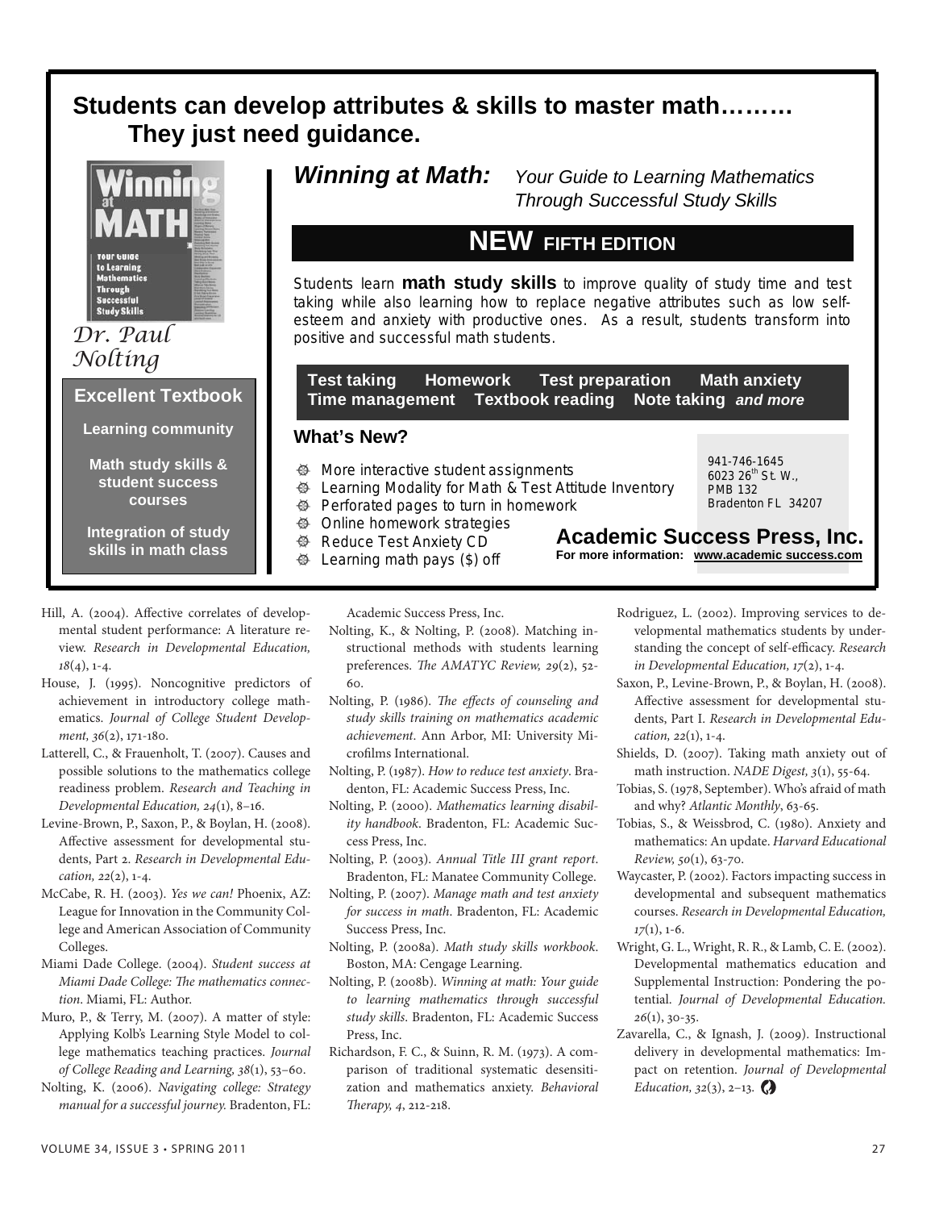## Students can develop attributes & skills to master math……… They just need guidance.

Dr. Paul Nolting

**Excellent Textbook**

**Learning community**

**Math study skills & student success courses**

**Integration of study skills in math class**

### *Winning at Math:* *Your Guide to Learning Mathematics Through Successful Study Skills*

**NEW FIFTH EDITION**

Students learn **math study skills** to improve quality of study time and test taking while also learning how to replace negative attributes such as low self-esteem and anxiety with productive ones. As a result, students transform into positive and successful math students.

**Test taking Homework Test preparation Math anxiety Time management Textbook reading Note taking *and more***

**What's New?**

- More interactive student assignments
- Learning Modality for Math & Test Attitude Inventory
- Perforated pages to turn in homework
- Online homework strategies
- Reduce Test Anxiety CD
- Learning math pays ($) off

941-746-1645
6023 26th St. W.,
PMB 132
Bradenton FL 34207

**Academic Success Press, Inc.**
**For more information: www.academic success.com**

Hill, A. (2004). Affective correlates of developmental student performance: A literature review. *Research in Developmental Education, 18*(4), 1-4.

House, J. (1995). Noncognitive predictors of achievement in introductory college mathematics. *Journal of College Student Development, 36*(2), 171-180.

Latterell, C., & Frauenholt, T. (2007). Causes and possible solutions to the mathematics college readiness problem. *Research and Teaching in Developmental Education, 24*(1), 8–16.

Levine-Brown, P., Saxon, P., & Boylan, H. (2008). Affective assessment for developmental students, Part 2. *Research in Developmental Education, 22*(2), 1-4.

McCabe, R. H. (2003). *Yes we can!* Phoenix, AZ: League for Innovation in the Community College and American Association of Community Colleges.

Miami Dade College. (2004). *Student success at Miami Dade College: The mathematics connection*. Miami, FL: Author.

Muro, P., & Terry, M. (2007). A matter of style: Applying Kolb's Learning Style Model to college mathematics teaching practices. *Journal of College Reading and Learning, 38*(1), 53–60.

Nolting, K. (2006). *Navigating college: Strategy manual for a successful journey.* Bradenton, FL: Academic Success Press, Inc.

Nolting, K., & Nolting, P. (2008). Matching instructional methods with students learning preferences. *The AMATYC Review, 29*(2), 52-60.

Nolting, P. (1986). *The effects of counseling and study skills training on mathematics academic achievement*. Ann Arbor, MI: University Microfilms International.

Nolting, P. (1987). *How to reduce test anxiety*. Bradenton, FL: Academic Success Press, Inc.

Nolting, P. (2000). *Mathematics learning disability handbook*. Bradenton, FL: Academic Success Press, Inc.

Nolting, P. (2003). *Annual Title III grant report*. Bradenton, FL: Manatee Community College.

Nolting, P. (2007). *Manage math and test anxiety for success in math*. Bradenton, FL: Academic Success Press, Inc.

Nolting, P. (2008a). *Math study skills workbook*. Boston, MA: Cengage Learning.

Nolting, P. (2008b). *Winning at math: Your guide to learning mathematics through successful study skills*. Bradenton, FL: Academic Success Press, Inc.

Richardson, F. C., & Suinn, R. M. (1973). A comparison of traditional systematic desensitization and mathematics anxiety. *Behavioral Therapy, 4*, 212-218.

Rodriguez, L. (2002). Improving services to developmental mathematics students by understanding the concept of self-efficacy. *Research in Developmental Education, 17*(2), 1-4.

Saxon, P., Levine-Brown, P., & Boylan, H. (2008). Affective assessment for developmental students, Part I. *Research in Developmental Education, 22*(1), 1-4.

Shields, D. (2007). Taking math anxiety out of math instruction. *NADE Digest, 3*(1), 55-64.

Tobias, S. (1978, September). Who's afraid of math and why? *Atlantic Monthly*, 63-65.

Tobias, S., & Weissbrod, C. (1980). Anxiety and mathematics: An update. *Harvard Educational Review, 50*(1), 63-70.

Waycaster, P. (2002). Factors impacting success in developmental and subsequent mathematics courses. *Research in Developmental Education, 17*(1), 1-6.

Wright, G. L., Wright, R. R., & Lamb, C. E. (2002). Developmental mathematics education and Supplemental Instruction: Pondering the potential. *Journal of Developmental Education. 26*(1), 30-35.

Zavarella, C., & Ignash, J. (2009). Instructional delivery in developmental mathematics: Impact on retention. *Journal of Developmental Education, 32*(3), 2–13.